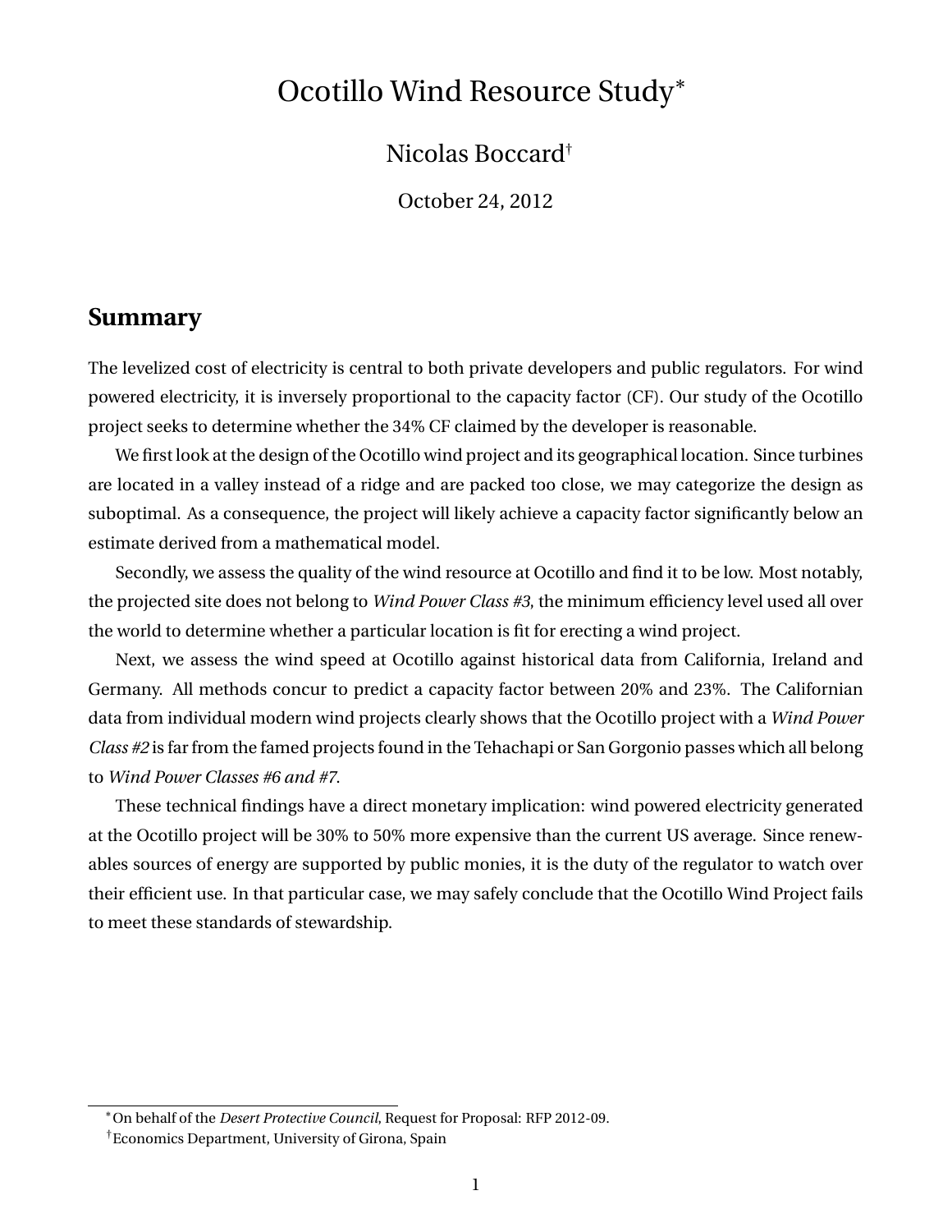# Ocotillo Wind Resource Study*

Nicolas Boccard†

October 24, 2012

## Summary

The levelized cost of electricity is central to both private developers and public regulators. For wind powered electricity, it is inversely proportional to the capacity factor (CF). Our study of the Ocotillo project seeks to determine whether the 34% CF claimed by the developer is reasonable.

We first look at the design of the Ocotillo wind project and its geographical location. Since turbines are located in a valley instead of a ridge and are packed too close, we may categorize the design as suboptimal. As a consequence, the project will likely achieve a capacity factor significantly below an estimate derived from a mathematical model.

Secondly, we assess the quality of the wind resource at Ocotillo and find it to be low. Most notably, the projected site does not belong to *Wind Power Class #3*, the minimum efficiency level used all over the world to determine whether a particular location is fit for erecting a wind project.

Next, we assess the wind speed at Ocotillo against historical data from California, Ireland and Germany. All methods concur to predict a capacity factor between 20% and 23%. The Californian data from individual modern wind projects clearly shows that the Ocotillo project with a *Wind Power Class #2* is far from the famed projects found in the Tehachapi or San Gorgonio passes which all belong to *Wind Power Classes #6 and #7*.

These technical findings have a direct monetary implication: wind powered electricity generated at the Ocotillo project will be 30% to 50% more expensive than the current US average. Since renewables sources of energy are supported by public monies, it is the duty of the regulator to watch over their efficient use. In that particular case, we may safely conclude that the Ocotillo Wind Project fails to meet these standards of stewardship.

---

* On behalf of the *Desert Protective Council*, Request for Proposal: RFP 2012-09.

† Economics Department, University of Girona, Spain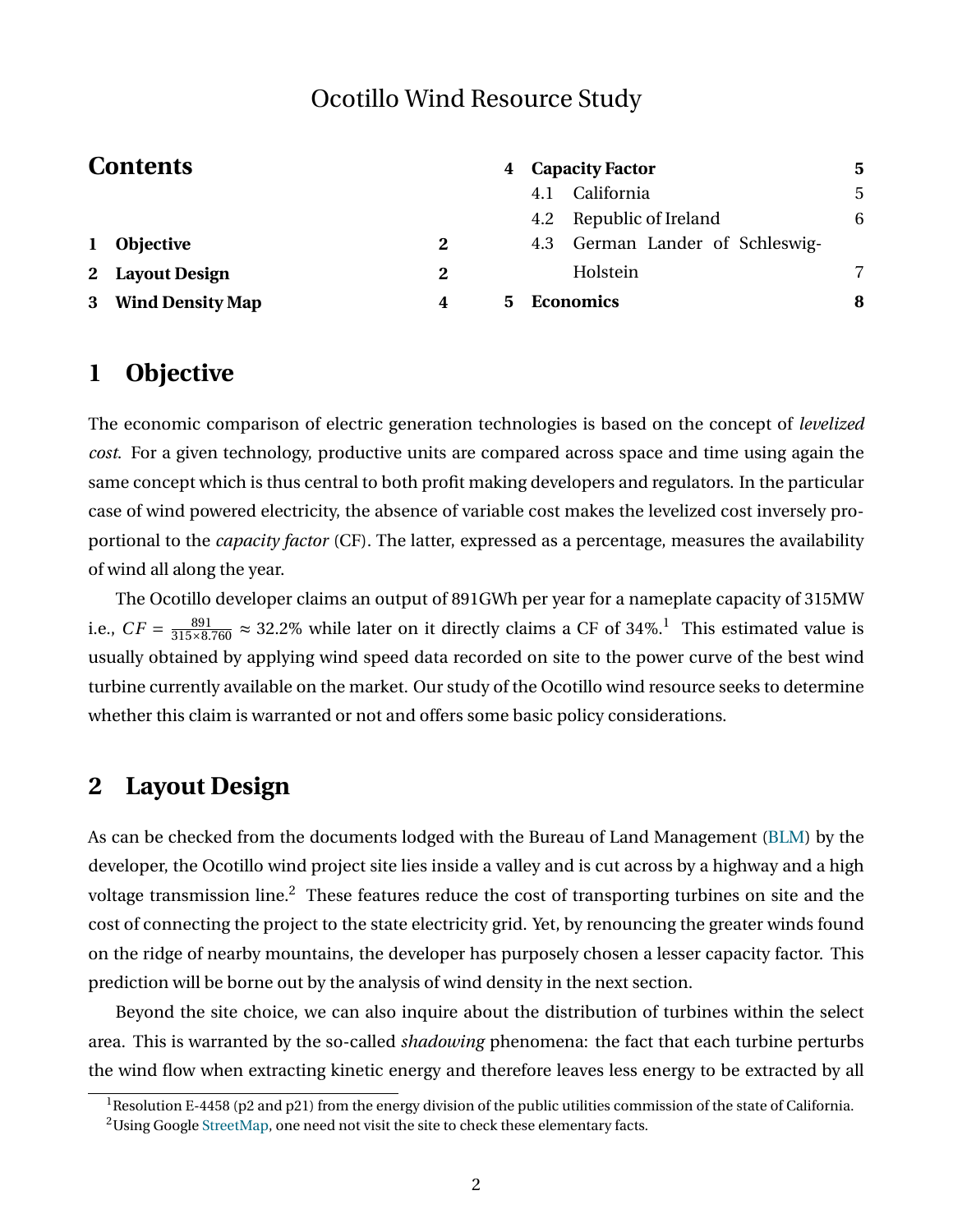# Ocotillo Wind Resource Study

## Contents

| | | |
|---|---|---|
| **1** | **Objective** | **2** |
| **2** | **Layout Design** | **2** |
| **3** | **Wind Density Map** | **4** |
| **4** | **Capacity Factor** | **5** |
| 4.1 | California | 5 |
| 4.2 | Republic of Ireland | 6 |
| 4.3 | German Lander of Schleswig-Holstein | 7 |
| **5** | **Economics** | **8** |

## 1 Objective

The economic comparison of electric generation technologies is based on the concept of *levelized cost*. For a given technology, productive units are compared across space and time using again the same concept which is thus central to both profit making developers and regulators. In the particular case of wind powered electricity, the absence of variable cost makes the levelized cost inversely proportional to the *capacity factor* (CF). The latter, expressed as a percentage, measures the availability of wind all along the year.

The Ocotillo developer claims an output of 891GWh per year for a nameplate capacity of 315MW i.e., $CF = \frac{891}{315 \times 8.760} \approx 32.2\%$ while later on it directly claims a CF of 34%.[1] This estimated value is usually obtained by applying wind speed data recorded on site to the power curve of the best wind turbine currently available on the market. Our study of the Ocotillo wind resource seeks to determine whether this claim is warranted or not and offers some basic policy considerations.

## 2 Layout Design

As can be checked from the documents lodged with the Bureau of Land Management (BLM) by the developer, the Ocotillo wind project site lies inside a valley and is cut across by a highway and a high voltage transmission line.[2] These features reduce the cost of transporting turbines on site and the cost of connecting the project to the state electricity grid. Yet, by renouncing the greater winds found on the ridge of nearby mountains, the developer has purposely chosen a lesser capacity factor. This prediction will be borne out by the analysis of wind density in the next section.

Beyond the site choice, we can also inquire about the distribution of turbines within the select area. This is warranted by the so-called *shadowing* phenomena: the fact that each turbine perturbs the wind flow when extracting kinetic energy and therefore leaves less energy to be extracted by all

[1] Resolution E-4458 (p2 and p21) from the energy division of the public utilities commission of the state of California.

[2] Using Google StreetMap, one need not visit the site to check these elementary facts.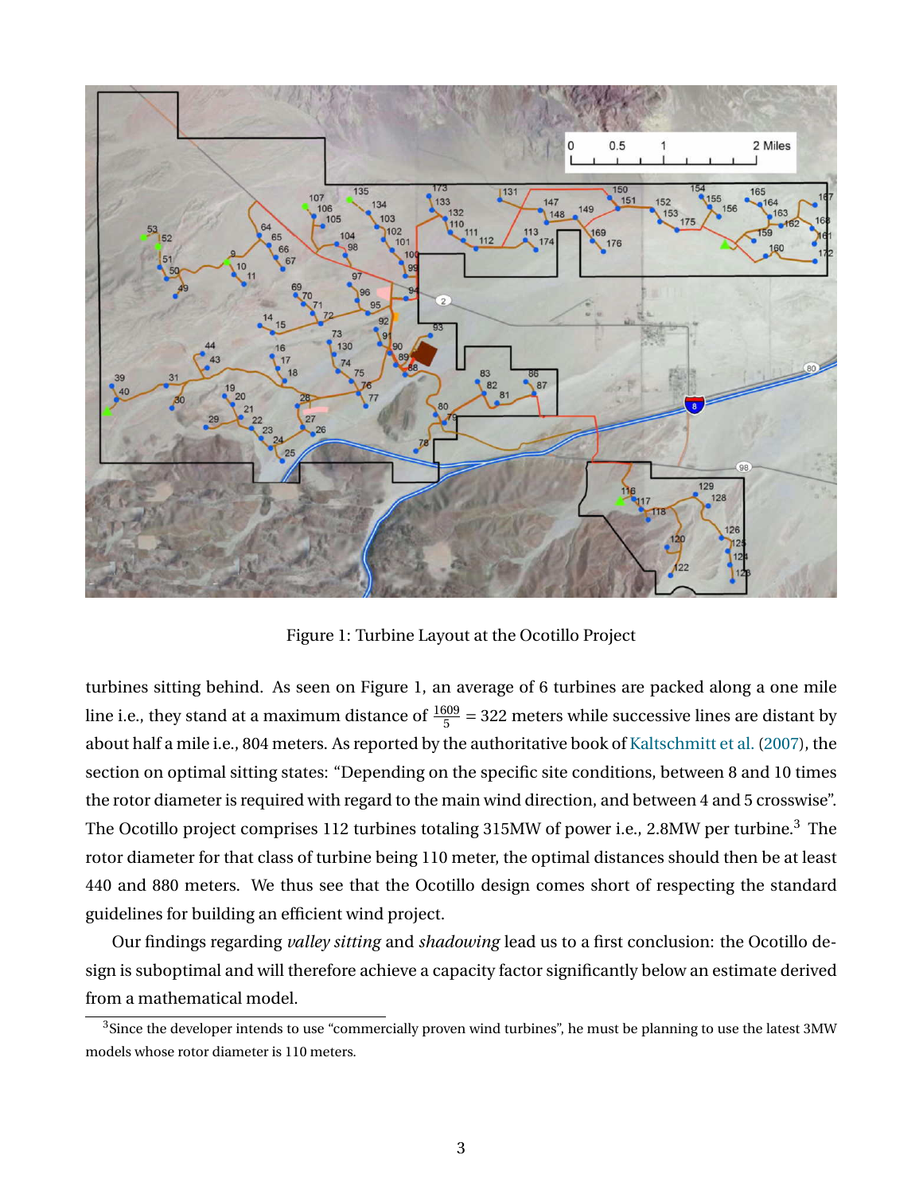Figure 1: Turbine Layout at the Ocotillo Project

turbines sitting behind. As seen on Figure 1, an average of 6 turbines are packed along a one mile line i.e., they stand at a maximum distance of $\frac{1609}{5} = 322$ meters while successive lines are distant by about half a mile i.e., 804 meters. As reported by the authoritative book of Kaltschmitt et al. (2007), the section on optimal sitting states: "Depending on the specific site conditions, between 8 and 10 times the rotor diameter is required with regard to the main wind direction, and between 4 and 5 crosswise". The Ocotillo project comprises 112 turbines totaling 315MW of power i.e., 2.8MW per turbine.[3] The rotor diameter for that class of turbine being 110 meter, the optimal distances should then be at least 440 and 880 meters. We thus see that the Ocotillo design comes short of respecting the standard guidelines for building an efficient wind project.

Our findings regarding *valley sitting* and *shadowing* lead us to a first conclusion: the Ocotillo design is suboptimal and will therefore achieve a capacity factor significantly below an estimate derived from a mathematical model.

[3] Since the developer intends to use "commercially proven wind turbines", he must be planning to use the latest 3MW models whose rotor diameter is 110 meters.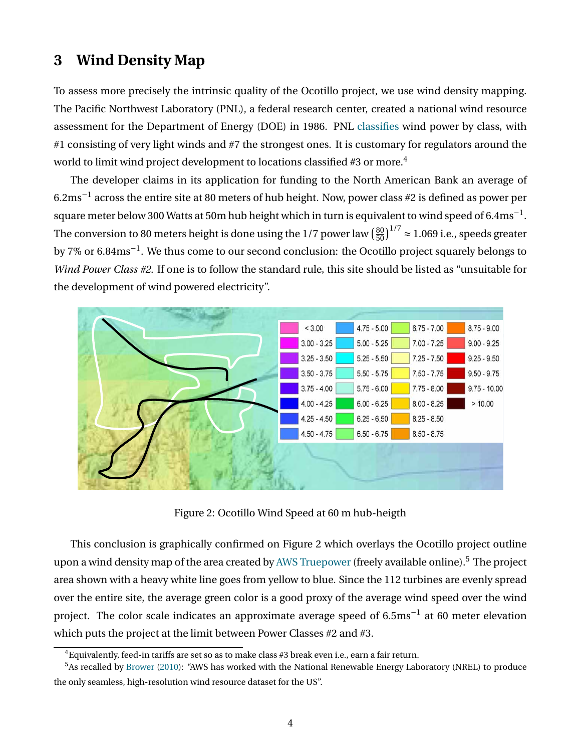## 3 Wind Density Map

To assess more precisely the intrinsic quality of the Ocotillo project, we use wind density mapping. The Pacific Northwest Laboratory (PNL), a federal research center, created a national wind resource assessment for the Department of Energy (DOE) in 1986. PNL classifies wind power by class, with #1 consisting of very light winds and #7 the strongest ones. It is customary for regulators around the world to limit wind project development to locations classified #3 or more.[4]

The developer claims in its application for funding to the North American Bank an average of 6.2ms$^{-1}$ across the entire site at 80 meters of hub height. Now, power class #2 is defined as power per square meter below 300 Watts at 50m hub height which in turn is equivalent to wind speed of 6.4ms$^{-1}$. The conversion to 80 meters height is done using the 1/7 power law $\left(\frac{80}{50}\right)^{1/7} \approx 1.069$ i.e., speeds greater by 7% or 6.84ms$^{-1}$. We thus come to our second conclusion: the Ocotillo project squarely belongs to *Wind Power Class #2*. If one is to follow the standard rule, this site should be listed as "unsuitable for the development of wind powered electricity".

Figure 2: Ocotillo Wind Speed at 60 m hub-heigth

This conclusion is graphically confirmed on Figure 2 which overlays the Ocotillo project outline upon a wind density map of the area created by AWS Truepower (freely available online).[5] The project area shown with a heavy white line goes from yellow to blue. Since the 112 turbines are evenly spread over the entire site, the average green color is a good proxy of the average wind speed over the wind project. The color scale indicates an approximate average speed of 6.5ms$^{-1}$ at 60 meter elevation which puts the project at the limit between Power Classes #2 and #3.

[4]Equivalently, feed-in tariffs are set so as to make class #3 break even i.e., earn a fair return.

[5]As recalled by Brower (2010): "AWS has worked with the National Renewable Energy Laboratory (NREL) to produce the only seamless, high-resolution wind resource dataset for the US".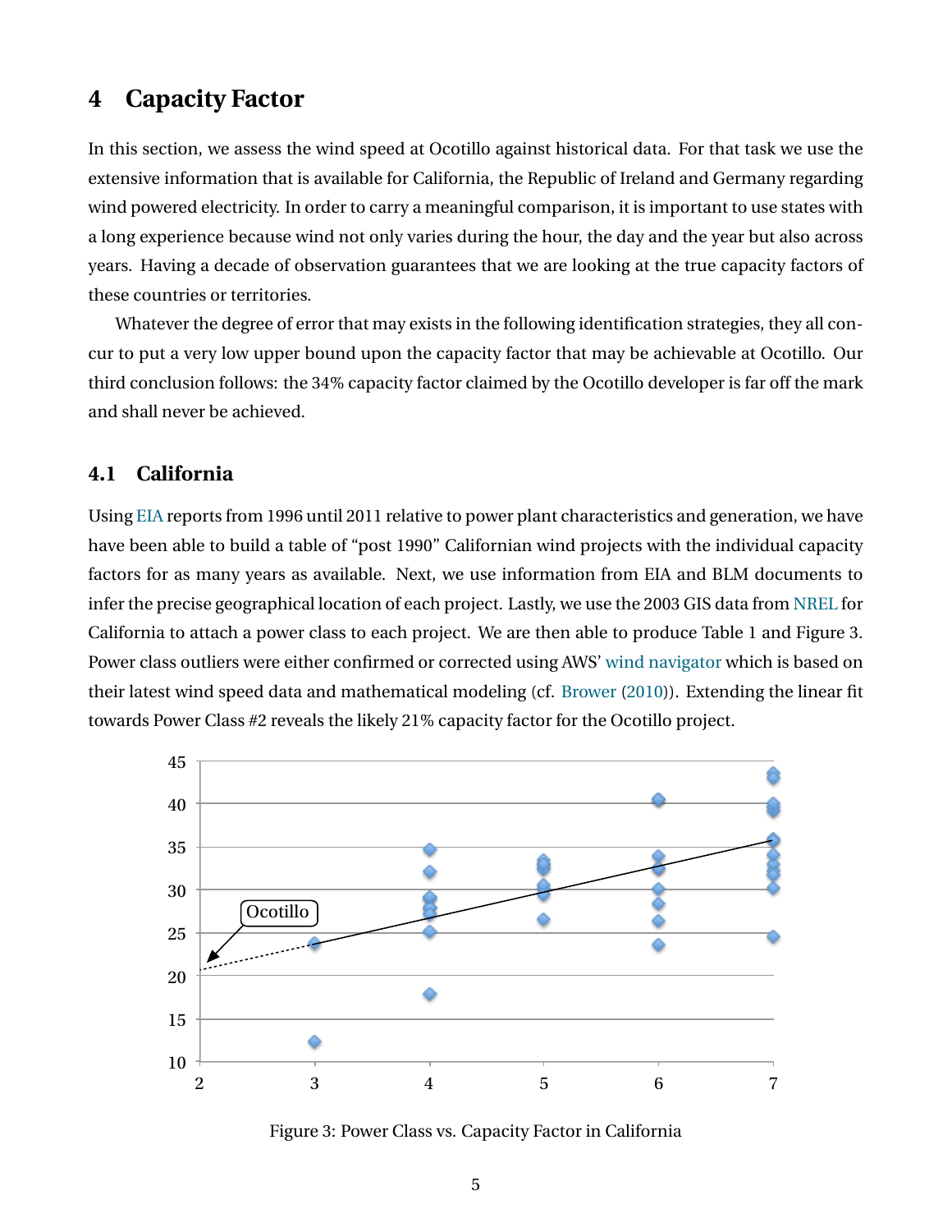# 4 Capacity Factor

In this section, we assess the wind speed at Ocotillo against historical data. For that task we use the extensive information that is available for California, the Republic of Ireland and Germany regarding wind powered electricity. In order to carry a meaningful comparison, it is important to use states with a long experience because wind not only varies during the hour, the day and the year but also across years. Having a decade of observation guarantees that we are looking at the true capacity factors of these countries or territories.

Whatever the degree of error that may exists in the following identification strategies, they all concur to put a very low upper bound upon the capacity factor that may be achievable at Ocotillo. Our third conclusion follows: the 34% capacity factor claimed by the Ocotillo developer is far off the mark and shall never be achieved.

## 4.1 California

Using EIA reports from 1996 until 2011 relative to power plant characteristics and generation, we have have been able to build a table of "post 1990" Californian wind projects with the individual capacity factors for as many years as available. Next, we use information from EIA and BLM documents to infer the precise geographical location of each project. Lastly, we use the 2003 GIS data from NREL for California to attach a power class to each project. We are then able to produce Table 1 and Figure 3. Power class outliers were either confirmed or corrected using AWS' wind navigator which is based on their latest wind speed data and mathematical modeling (cf. Brower (2010)). Extending the linear fit towards Power Class #2 reveals the likely 21% capacity factor for the Ocotillo project.

Figure 3: Power Class vs. Capacity Factor in California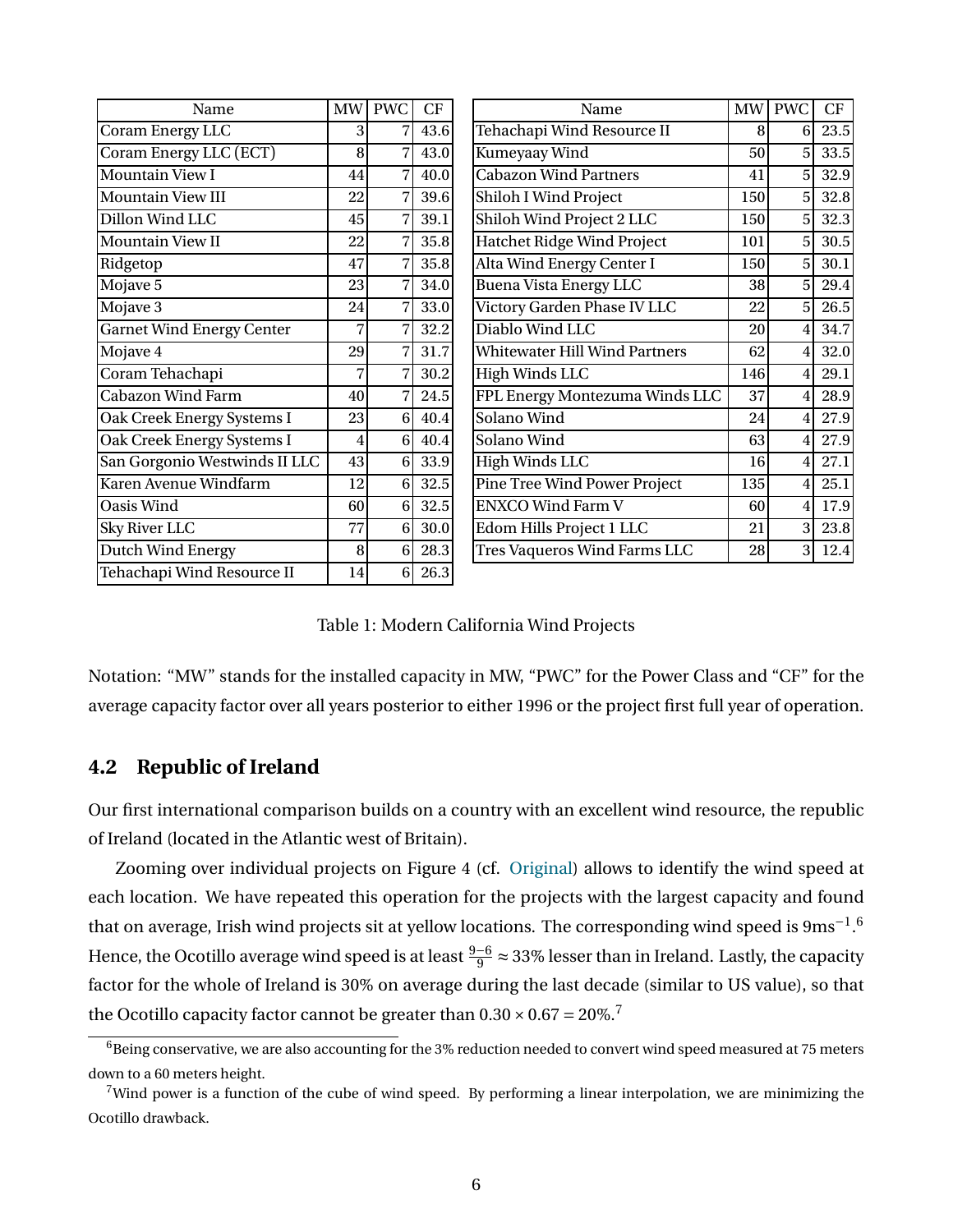| Name | MW | PWC | CF |
|---|---|---|---|
| Coram Energy LLC | 3 | 7 | 43.6 |
| Coram Energy LLC (ECT) | 8 | 7 | 43.0 |
| Mountain View I | 44 | 7 | 40.0 |
| Mountain View III | 22 | 7 | 39.6 |
| Dillon Wind LLC | 45 | 7 | 39.1 |
| Mountain View II | 22 | 7 | 35.8 |
| Ridgetop | 47 | 7 | 35.8 |
| Mojave 5 | 23 | 7 | 34.0 |
| Mojave 3 | 24 | 7 | 33.0 |
| Garnet Wind Energy Center | 7 | 7 | 32.2 |
| Mojave 4 | 29 | 7 | 31.7 |
| Coram Tehachapi | 7 | 7 | 30.2 |
| Cabazon Wind Farm | 40 | 7 | 24.5 |
| Oak Creek Energy Systems I | 23 | 6 | 40.4 |
| Oak Creek Energy Systems I | 4 | 6 | 40.4 |
| San Gorgonio Westwinds II LLC | 43 | 6 | 33.9 |
| Karen Avenue Windfarm | 12 | 6 | 32.5 |
| Oasis Wind | 60 | 6 | 32.5 |
| Sky River LLC | 77 | 6 | 30.0 |
| Dutch Wind Energy | 8 | 6 | 28.3 |
| Tehachapi Wind Resource II | 14 | 6 | 26.3 |

| Name | MW | PWC | CF |
|---|---|---|---|
| Tehachapi Wind Resource II | 8 | 6 | 23.5 |
| Kumeyaay Wind | 50 | 5 | 33.5 |
| Cabazon Wind Partners | 41 | 5 | 32.9 |
| Shiloh I Wind Project | 150 | 5 | 32.8 |
| Shiloh Wind Project 2 LLC | 150 | 5 | 32.3 |
| Hatchet Ridge Wind Project | 101 | 5 | 30.5 |
| Alta Wind Energy Center I | 150 | 5 | 30.1 |
| Buena Vista Energy LLC | 38 | 5 | 29.4 |
| Victory Garden Phase IV LLC | 22 | 5 | 26.5 |
| Diablo Wind LLC | 20 | 4 | 34.7 |
| Whitewater Hill Wind Partners | 62 | 4 | 32.0 |
| High Winds LLC | 146 | 4 | 29.1 |
| FPL Energy Montezuma Winds LLC | 37 | 4 | 28.9 |
| Solano Wind | 24 | 4 | 27.9 |
| Solano Wind | 63 | 4 | 27.9 |
| High Winds LLC | 16 | 4 | 27.1 |
| Pine Tree Wind Power Project | 135 | 4 | 25.1 |
| ENXCO Wind Farm V | 60 | 4 | 17.9 |
| Edom Hills Project 1 LLC | 21 | 3 | 23.8 |
| Tres Vaqueros Wind Farms LLC | 28 | 3 | 12.4 |

Table 1: Modern California Wind Projects

Notation: "MW" stands for the installed capacity in MW, "PWC" for the Power Class and "CF" for the average capacity factor over all years posterior to either 1996 or the project first full year of operation.

## 4.2 Republic of Ireland

Our first international comparison builds on a country with an excellent wind resource, the republic of Ireland (located in the Atlantic west of Britain).

Zooming over individual projects on Figure 4 (cf. Original) allows to identify the wind speed at each location. We have repeated this operation for the projects with the largest capacity and found that on average, Irish wind projects sit at yellow locations. The corresponding wind speed is $9\text{ms}^{-1}$.[6] Hence, the Ocotillo average wind speed is at least $\frac{9-6}{9} \approx 33\%$ lesser than in Ireland. Lastly, the capacity factor for the whole of Ireland is 30% on average during the last decade (similar to US value), so that the Ocotillo capacity factor cannot be greater than $0.30 \times 0.67 = 20\%$.[7]

[6] Being conservative, we are also accounting for the 3% reduction needed to convert wind speed measured at 75 meters down to a 60 meters height.

[7] Wind power is a function of the cube of wind speed. By performing a linear interpolation, we are minimizing the Ocotillo drawback.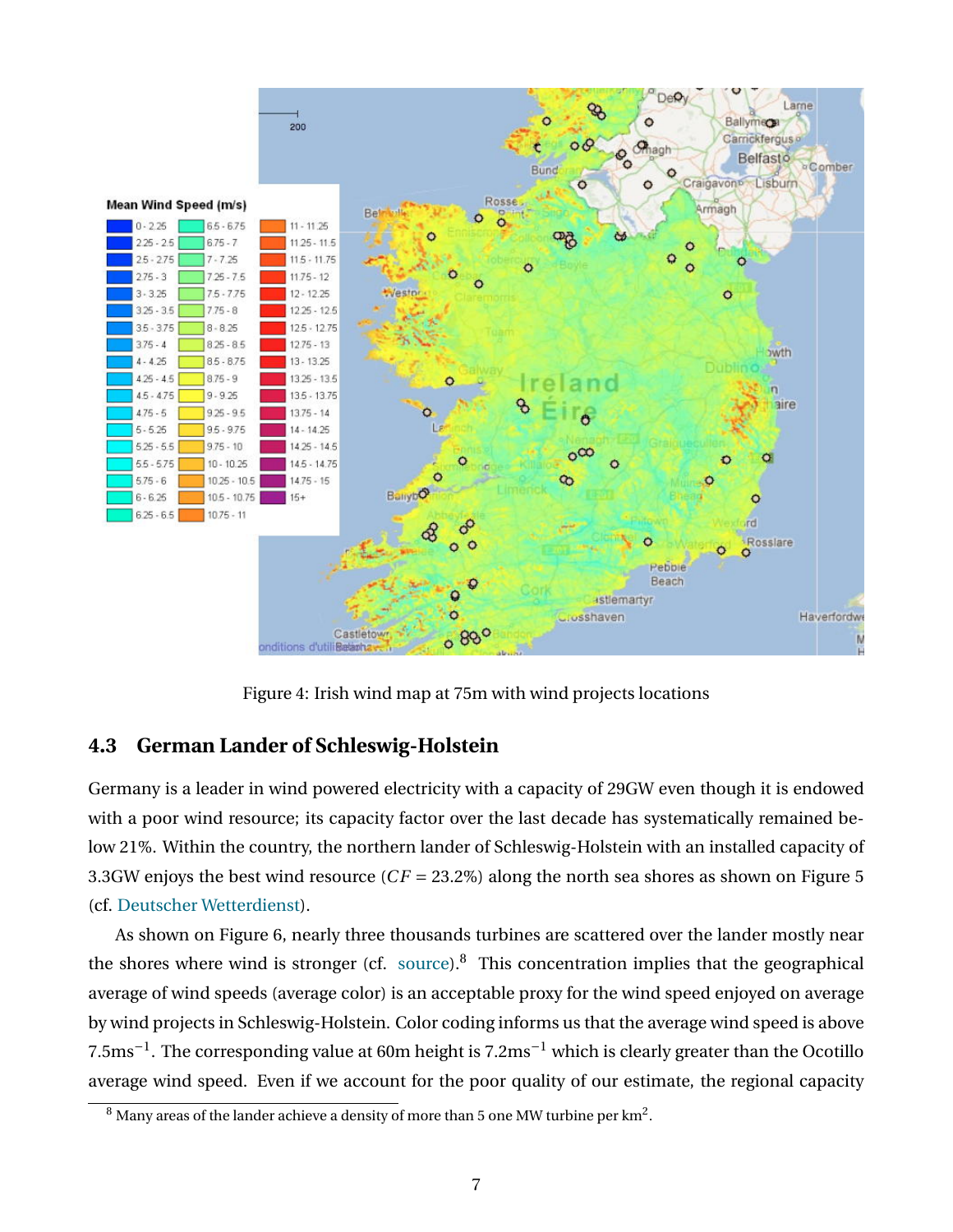Figure 4: Irish wind map at 75m with wind projects locations

### 4.3 German Lander of Schleswig-Holstein

Germany is a leader in wind powered electricity with a capacity of 29GW even though it is endowed with a poor wind resource; its capacity factor over the last decade has systematically remained below 21%. Within the country, the northern lander of Schleswig-Holstein with an installed capacity of 3.3GW enjoys the best wind resource ($CF = 23.2\%$) along the north sea shores as shown on Figure 5 (cf. Deutscher Wetterdienst).

As shown on Figure 6, nearly three thousands turbines are scattered over the lander mostly near the shores where wind is stronger (cf. source).[8] This concentration implies that the geographical average of wind speeds (average color) is an acceptable proxy for the wind speed enjoyed on average by wind projects in Schleswig-Holstein. Color coding informs us that the average wind speed is above $7.5\text{ms}^{-1}$. The corresponding value at 60m height is $7.2\text{ms}^{-1}$ which is clearly greater than the Ocotillo average wind speed. Even if we account for the poor quality of our estimate, the regional capacity

[8] Many areas of the lander achieve a density of more than 5 one MW turbine per km$^2$.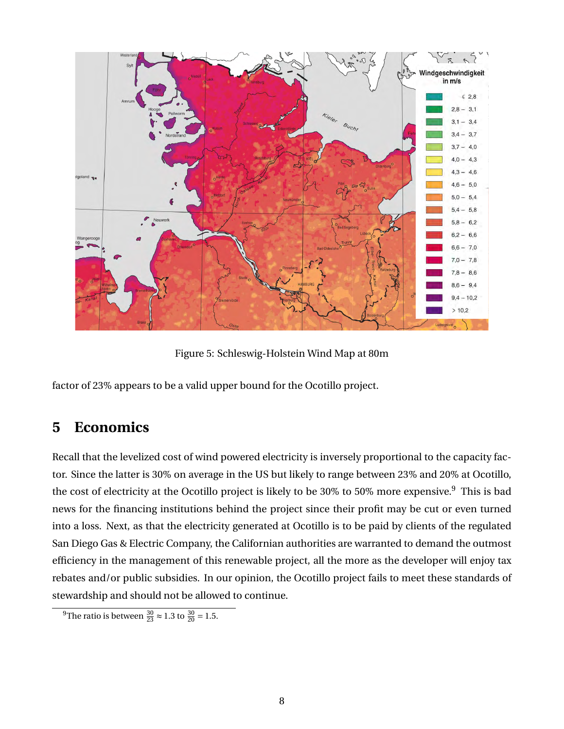Figure 5: Schleswig-Holstein Wind Map at 80m

factor of 23% appears to be a valid upper bound for the Ocotillo project.

## 5 Economics

Recall that the levelized cost of wind powered electricity is inversely proportional to the capacity factor. Since the latter is 30% on average in the US but likely to range between 23% and 20% at Ocotillo, the cost of electricity at the Ocotillo project is likely to be 30% to 50% more expensive.[9] This is bad news for the financing institutions behind the project since their profit may be cut or even turned into a loss. Next, as that the electricity generated at Ocotillo is to be paid by clients of the regulated San Diego Gas & Electric Company, the Californian authorities are warranted to demand the outmost efficiency in the management of this renewable project, all the more as the developer will enjoy tax rebates and/or public subsidies. In our opinion, the Ocotillo project fails to meet these standards of stewardship and should not be allowed to continue.

[9] The ratio is between $\frac{30}{23} \approx 1.3$ to $\frac{30}{20} = 1.5$.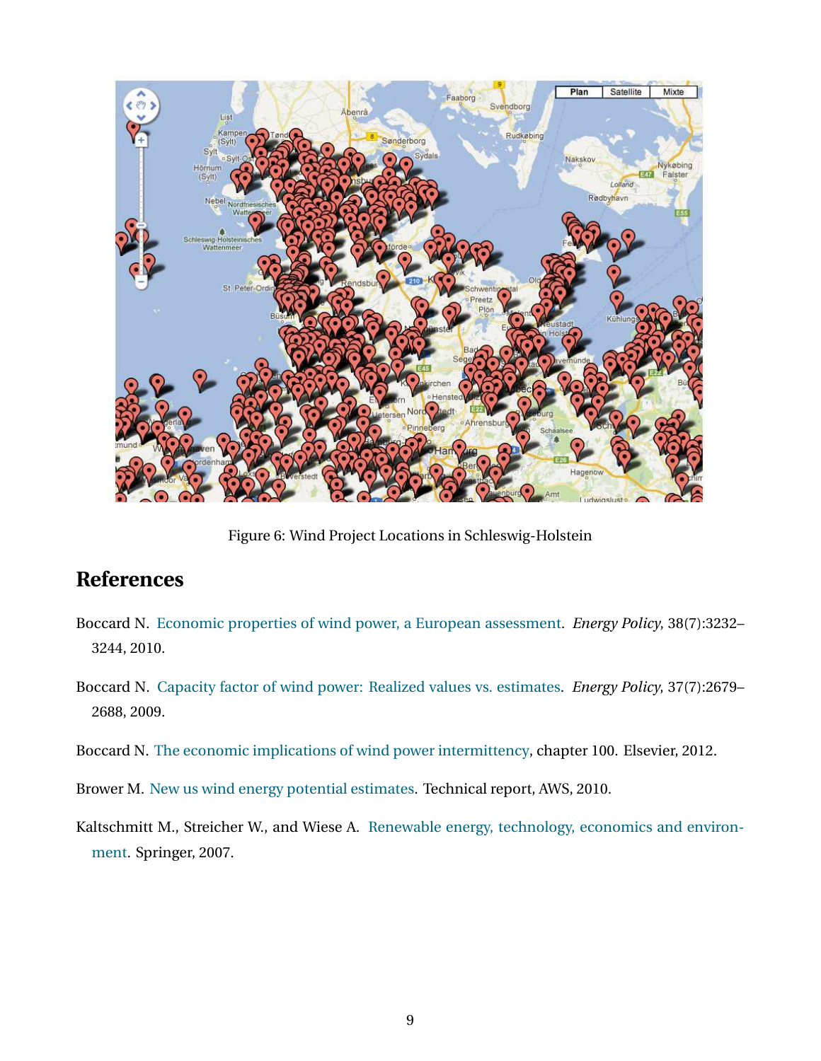Figure 6: Wind Project Locations in Schleswig-Holstein

## References

Boccard N. Economic properties of wind power, a European assessment. *Energy Policy*, 38(7):3232–3244, 2010.

Boccard N. Capacity factor of wind power: Realized values vs. estimates. *Energy Policy*, 37(7):2679–2688, 2009.

Boccard N. The economic implications of wind power intermittency, chapter 100. Elsevier, 2012.

Brower M. New us wind energy potential estimates. Technical report, AWS, 2010.

Kaltschmitt M., Streicher W., and Wiese A. Renewable energy, technology, economics and environment. Springer, 2007.